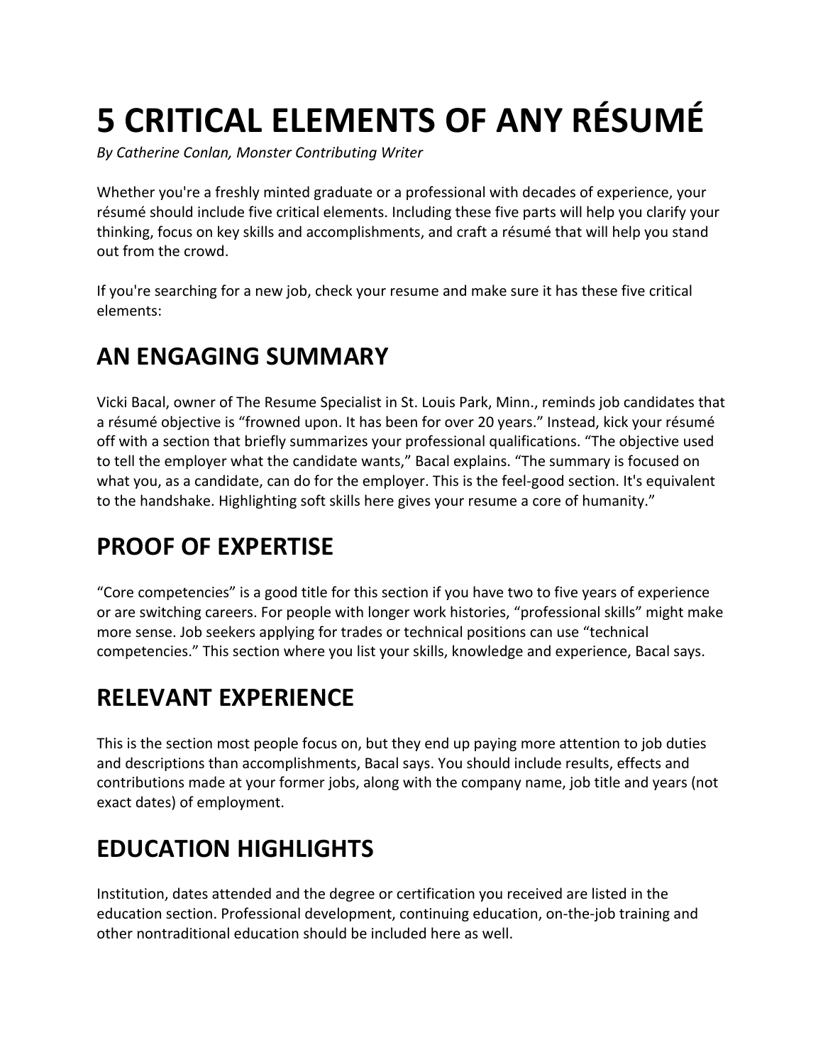# 5 CRITICAL ELEMENTS OF ANY RÉSUMÉ

*By Catherine Conlan, Monster Contributing Writer*

Whether you're a freshly minted graduate or a professional with decades of experience, your résumé should include five critical elements. Including these five parts will help you clarify your thinking, focus on key skills and accomplishments, and craft a résumé that will help you stand out from the crowd.

If you're searching for a new job, check your resume and make sure it has these five critical elements:

## AN ENGAGING SUMMARY

Vicki Bacal, owner of The Resume Specialist in St. Louis Park, Minn., reminds job candidates that a résumé objective is "frowned upon. It has been for over 20 years." Instead, kick your résumé off with a section that briefly summarizes your professional qualifications. "The objective used to tell the employer what the candidate wants," Bacal explains. "The summary is focused on what you, as a candidate, can do for the employer. This is the feel-good section. It's equivalent to the handshake. Highlighting soft skills here gives your resume a core of humanity."

## PROOF OF EXPERTISE

"Core competencies" is a good title for this section if you have two to five years of experience or are switching careers. For people with longer work histories, "professional skills" might make more sense. Job seekers applying for trades or technical positions can use "technical competencies." This section where you list your skills, knowledge and experience, Bacal says.

## RELEVANT EXPERIENCE

This is the section most people focus on, but they end up paying more attention to job duties and descriptions than accomplishments, Bacal says. You should include results, effects and contributions made at your former jobs, along with the company name, job title and years (not exact dates) of employment.

## EDUCATION HIGHLIGHTS

Institution, dates attended and the degree or certification you received are listed in the education section. Professional development, continuing education, on-the-job training and other nontraditional education should be included here as well.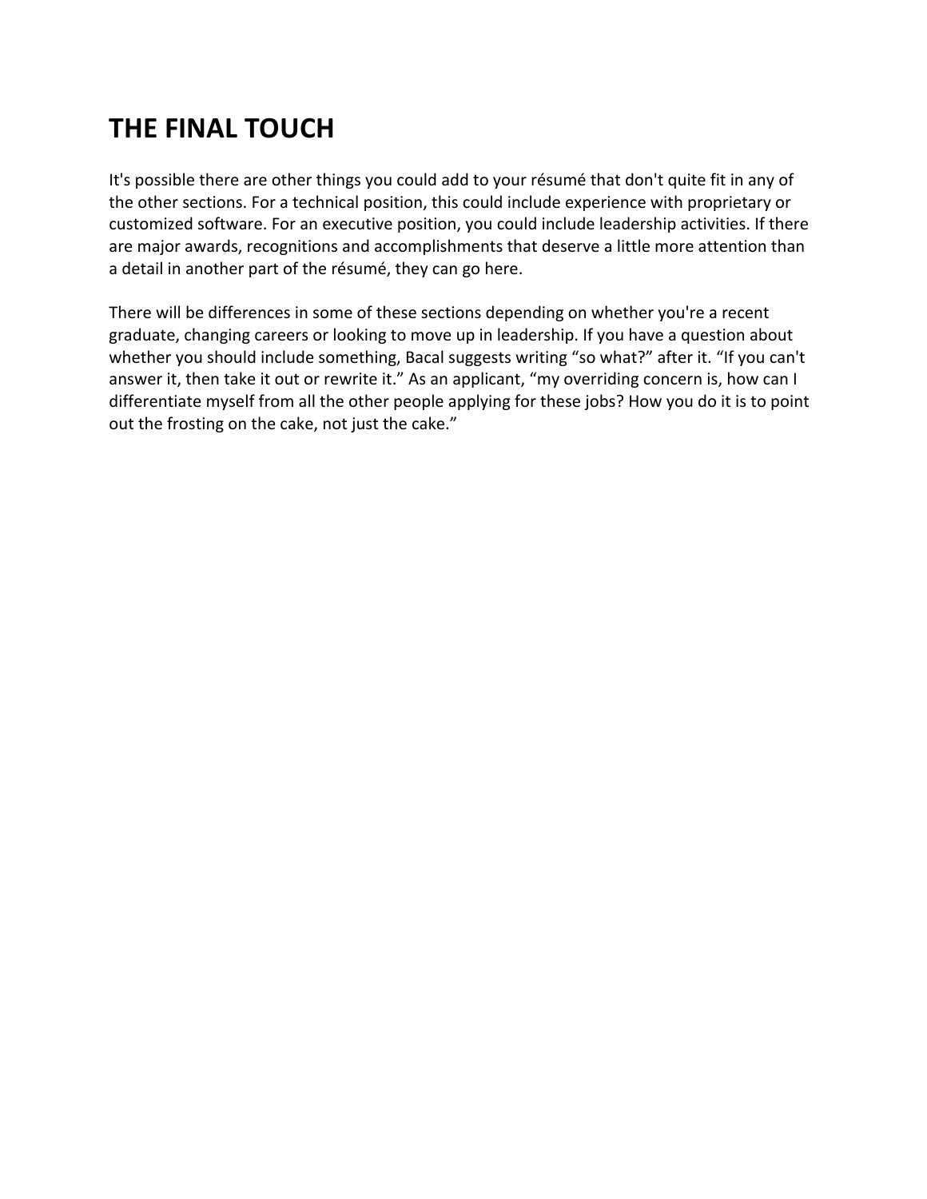## THE FINAL TOUCH

It's possible there are other things you could add to your résumé that don't quite fit in any of the other sections. For a technical position, this could include experience with proprietary or customized software. For an executive position, you could include leadership activities. If there are major awards, recognitions and accomplishments that deserve a little more attention than a detail in another part of the résumé, they can go here.

There will be differences in some of these sections depending on whether you're a recent graduate, changing careers or looking to move up in leadership. If you have a question about whether you should include something, Bacal suggests writing "so what?" after it. "If you can't answer it, then take it out or rewrite it." As an applicant, "my overriding concern is, how can I differentiate myself from all the other people applying for these jobs? How you do it is to point out the frosting on the cake, not just the cake."